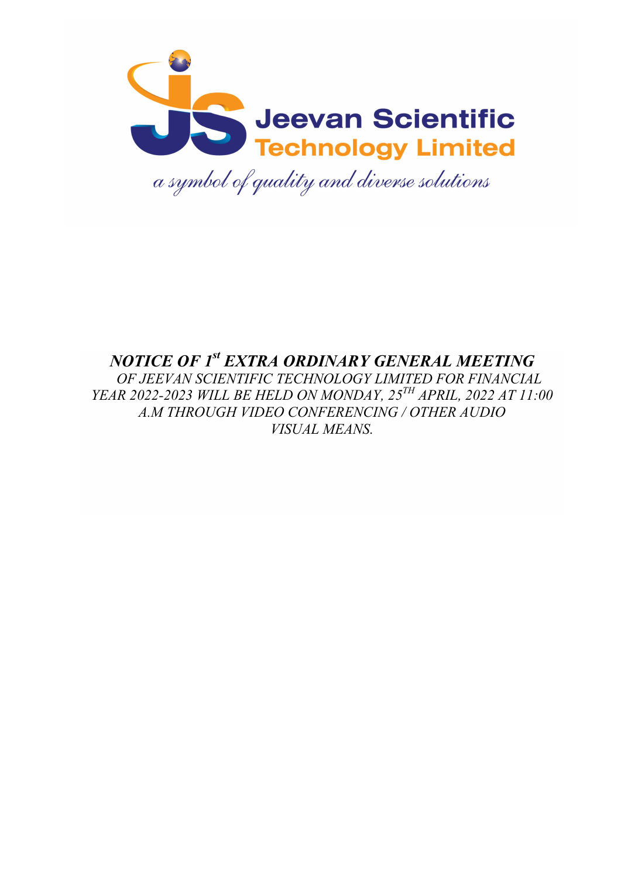Jeevan Scientific Technology Limited

*a symbol of quality and diverse solutions*

# *NOTICE OF 1st EXTRA ORDINARY GENERAL MEETING*

*OF JEEVAN SCIENTIFIC TECHNOLOGY LIMITED FOR FINANCIAL YEAR 2022-2023 WILL BE HELD ON MONDAY, 25TH APRIL, 2022 AT 11:00 A.M THROUGH VIDEO CONFERENCING / OTHER AUDIO VISUAL MEANS.*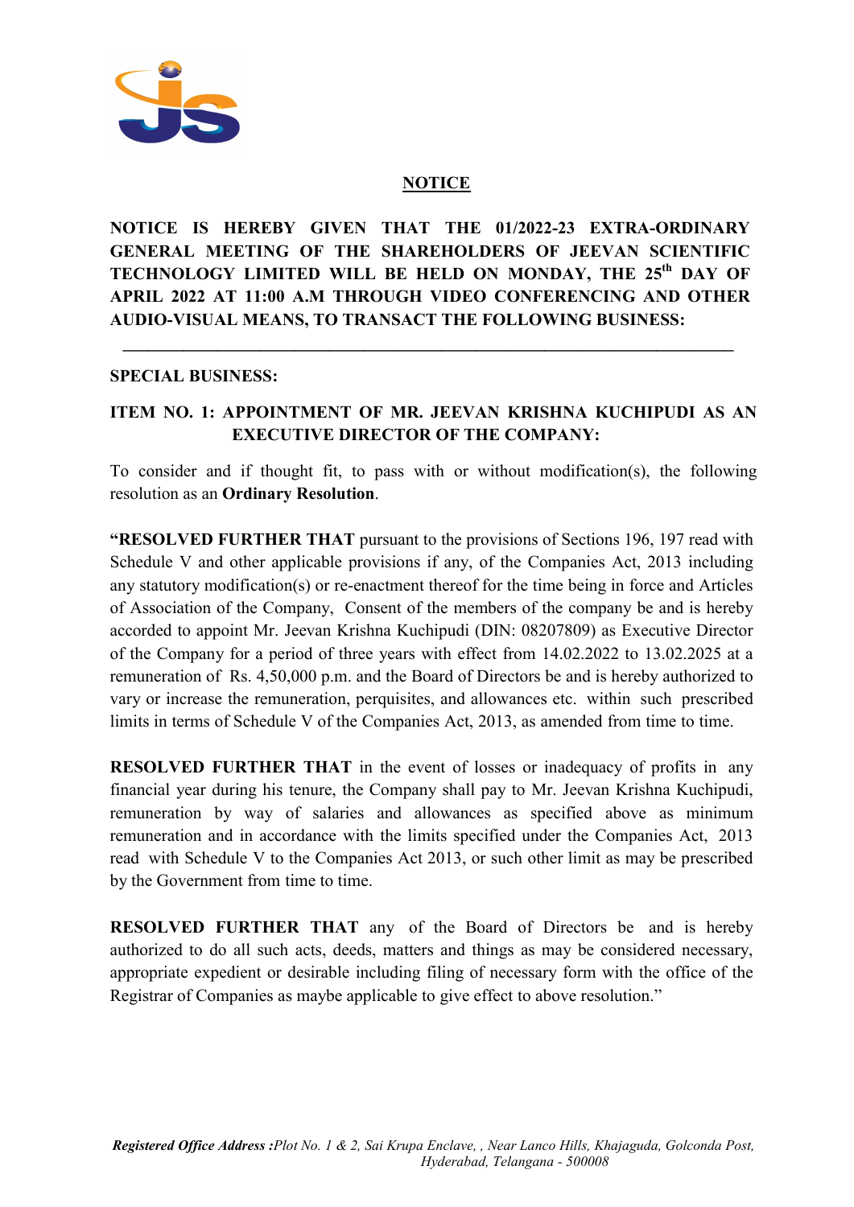# NOTICE

**NOTICE IS HEREBY GIVEN THAT THE 01/2022-23 EXTRA-ORDINARY GENERAL MEETING OF THE SHAREHOLDERS OF JEEVAN SCIENTIFIC TECHNOLOGY LIMITED WILL BE HELD ON MONDAY, THE 25th DAY OF APRIL 2022 AT 11:00 A.M THROUGH VIDEO CONFERENCING AND OTHER AUDIO-VISUAL MEANS, TO TRANSACT THE FOLLOWING BUSINESS:**

---

**SPECIAL BUSINESS:**

**ITEM NO. 1: APPOINTMENT OF MR. JEEVAN KRISHNA KUCHIPUDI AS AN EXECUTIVE DIRECTOR OF THE COMPANY:**

To consider and if thought fit, to pass with or without modification(s), the following resolution as an **Ordinary Resolution**.

**"RESOLVED FURTHER THAT** pursuant to the provisions of Sections 196, 197 read with Schedule V and other applicable provisions if any, of the Companies Act, 2013 including any statutory modification(s) or re-enactment thereof for the time being in force and Articles of Association of the Company, Consent of the members of the company be and is hereby accorded to appoint Mr. Jeevan Krishna Kuchipudi (DIN: 08207809) as Executive Director of the Company for a period of three years with effect from 14.02.2022 to 13.02.2025 at a remuneration of Rs. 4,50,000 p.m. and the Board of Directors be and is hereby authorized to vary or increase the remuneration, perquisites, and allowances etc. within such prescribed limits in terms of Schedule V of the Companies Act, 2013, as amended from time to time.

**RESOLVED FURTHER THAT** in the event of losses or inadequacy of profits in any financial year during his tenure, the Company shall pay to Mr. Jeevan Krishna Kuchipudi, remuneration by way of salaries and allowances as specified above as minimum remuneration and in accordance with the limits specified under the Companies Act, 2013 read with Schedule V to the Companies Act 2013, or such other limit as may be prescribed by the Government from time to time.

**RESOLVED FURTHER THAT** any of the Board of Directors be and is hereby authorized to do all such acts, deeds, matters and things as may be considered necessary, appropriate expedient or desirable including filing of necessary form with the office of the Registrar of Companies as maybe applicable to give effect to above resolution."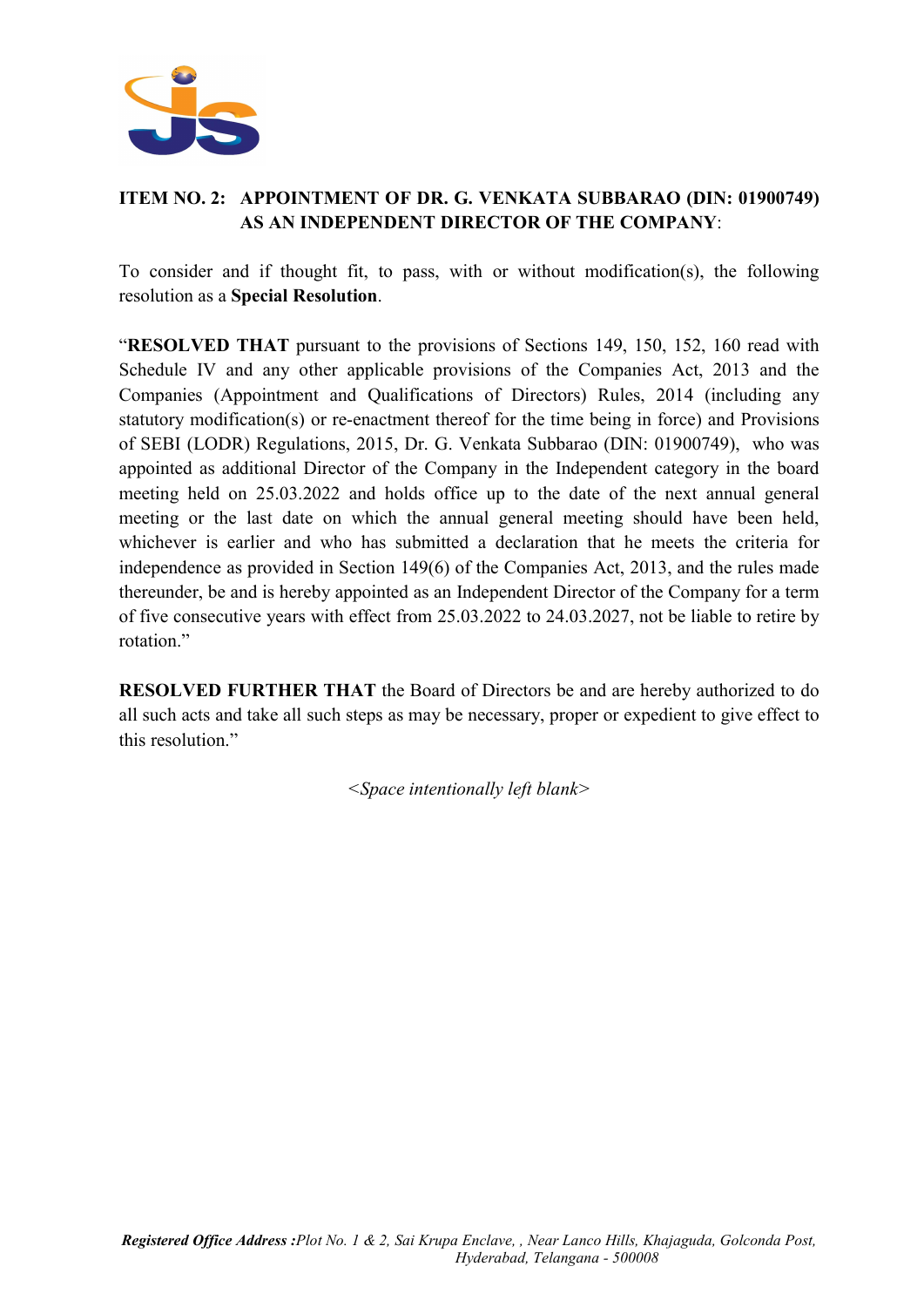**ITEM NO. 2: APPOINTMENT OF DR. G. VENKATA SUBBARAO (DIN: 01900749) AS AN INDEPENDENT DIRECTOR OF THE COMPANY**:

To consider and if thought fit, to pass, with or without modification(s), the following resolution as a **Special Resolution**.

"**RESOLVED THAT** pursuant to the provisions of Sections 149, 150, 152, 160 read with Schedule IV and any other applicable provisions of the Companies Act, 2013 and the Companies (Appointment and Qualifications of Directors) Rules, 2014 (including any statutory modification(s) or re-enactment thereof for the time being in force) and Provisions of SEBI (LODR) Regulations, 2015, Dr. G. Venkata Subbarao (DIN: 01900749), who was appointed as additional Director of the Company in the Independent category in the board meeting held on 25.03.2022 and holds office up to the date of the next annual general meeting or the last date on which the annual general meeting should have been held, whichever is earlier and who has submitted a declaration that he meets the criteria for independence as provided in Section 149(6) of the Companies Act, 2013, and the rules made thereunder, be and is hereby appointed as an Independent Director of the Company for a term of five consecutive years with effect from 25.03.2022 to 24.03.2027, not be liable to retire by rotation."

**RESOLVED FURTHER THAT** the Board of Directors be and are hereby authorized to do all such acts and take all such steps as may be necessary, proper or expedient to give effect to this resolution."

*<Space intentionally left blank>*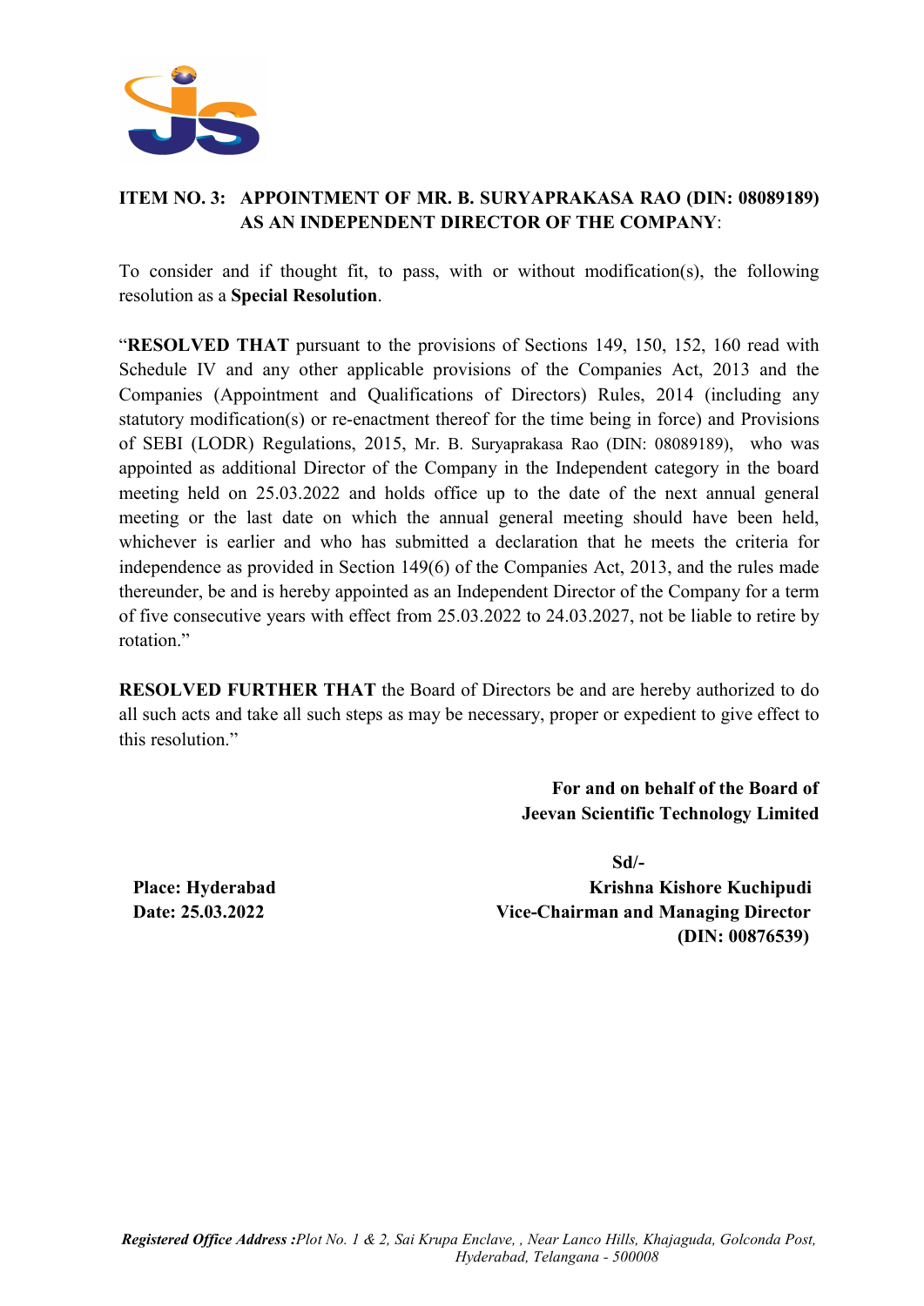**ITEM NO. 3: APPOINTMENT OF MR. B. SURYAPRAKASA RAO (DIN: 08089189) AS AN INDEPENDENT DIRECTOR OF THE COMPANY**:

To consider and if thought fit, to pass, with or without modification(s), the following resolution as a **Special Resolution**.

"**RESOLVED THAT** pursuant to the provisions of Sections 149, 150, 152, 160 read with Schedule IV and any other applicable provisions of the Companies Act, 2013 and the Companies (Appointment and Qualifications of Directors) Rules, 2014 (including any statutory modification(s) or re-enactment thereof for the time being in force) and Provisions of SEBI (LODR) Regulations, 2015, Mr. B. Suryaprakasa Rao (DIN: 08089189), who was appointed as additional Director of the Company in the Independent category in the board meeting held on 25.03.2022 and holds office up to the date of the next annual general meeting or the last date on which the annual general meeting should have been held, whichever is earlier and who has submitted a declaration that he meets the criteria for independence as provided in Section 149(6) of the Companies Act, 2013, and the rules made thereunder, be and is hereby appointed as an Independent Director of the Company for a term of five consecutive years with effect from 25.03.2022 to 24.03.2027, not be liable to retire by rotation."

**RESOLVED FURTHER THAT** the Board of Directors be and are hereby authorized to do all such acts and take all such steps as may be necessary, proper or expedient to give effect to this resolution."

**For and on behalf of the Board of**
**Jeevan Scientific Technology Limited**

**Sd/-**
**Krishna Kishore Kuchipudi**
**Vice-Chairman and Managing Director**
**(DIN: 00876539)**

**Place: Hyderabad**
**Date: 25.03.2022**

***Registered Office Address :****Plot No. 1 & 2, Sai Krupa Enclave, , Near Lanco Hills, Khajaguda, Golconda Post, Hyderabad, Telangana - 500008*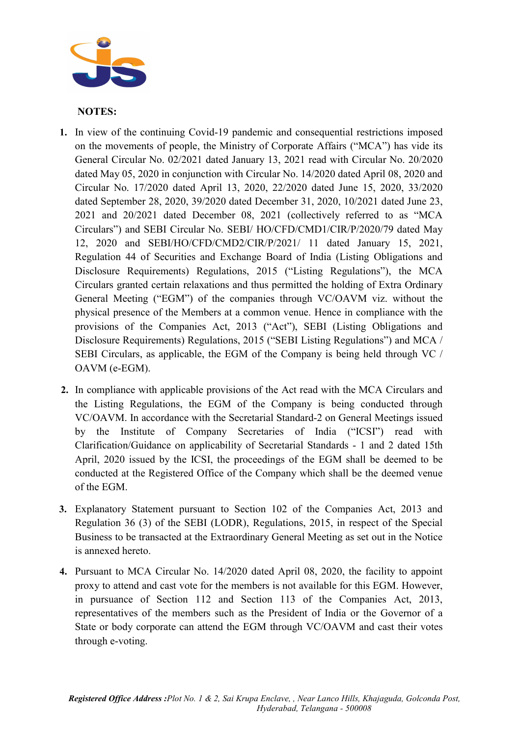**NOTES:**

1. In view of the continuing Covid-19 pandemic and consequential restrictions imposed on the movements of people, the Ministry of Corporate Affairs ("MCA") has vide its General Circular No. 02/2021 dated January 13, 2021 read with Circular No. 20/2020 dated May 05, 2020 in conjunction with Circular No. 14/2020 dated April 08, 2020 and Circular No. 17/2020 dated April 13, 2020, 22/2020 dated June 15, 2020, 33/2020 dated September 28, 2020, 39/2020 dated December 31, 2020, 10/2021 dated June 23, 2021 and 20/2021 dated December 08, 2021 (collectively referred to as "MCA Circulars") and SEBI Circular No. SEBI/ HO/CFD/CMD1/CIR/P/2020/79 dated May 12, 2020 and SEBI/HO/CFD/CMD2/CIR/P/2021/ 11 dated January 15, 2021, Regulation 44 of Securities and Exchange Board of India (Listing Obligations and Disclosure Requirements) Regulations, 2015 ("Listing Regulations"), the MCA Circulars granted certain relaxations and thus permitted the holding of Extra Ordinary General Meeting ("EGM") of the companies through VC/OAVM viz. without the physical presence of the Members at a common venue. Hence in compliance with the provisions of the Companies Act, 2013 ("Act"), SEBI (Listing Obligations and Disclosure Requirements) Regulations, 2015 ("SEBI Listing Regulations") and MCA / SEBI Circulars, as applicable, the EGM of the Company is being held through VC / OAVM (e-EGM).

2. In compliance with applicable provisions of the Act read with the MCA Circulars and the Listing Regulations, the EGM of the Company is being conducted through VC/OAVM. In accordance with the Secretarial Standard-2 on General Meetings issued by the Institute of Company Secretaries of India ("ICSI") read with Clarification/Guidance on applicability of Secretarial Standards - 1 and 2 dated 15th April, 2020 issued by the ICSI, the proceedings of the EGM shall be deemed to be conducted at the Registered Office of the Company which shall be the deemed venue of the EGM.

3. Explanatory Statement pursuant to Section 102 of the Companies Act, 2013 and Regulation 36 (3) of the SEBI (LODR), Regulations, 2015, in respect of the Special Business to be transacted at the Extraordinary General Meeting as set out in the Notice is annexed hereto.

4. Pursuant to MCA Circular No. 14/2020 dated April 08, 2020, the facility to appoint proxy to attend and cast vote for the members is not available for this EGM. However, in pursuance of Section 112 and Section 113 of the Companies Act, 2013, representatives of the members such as the President of India or the Governor of a State or body corporate can attend the EGM through VC/OAVM and cast their votes through e-voting.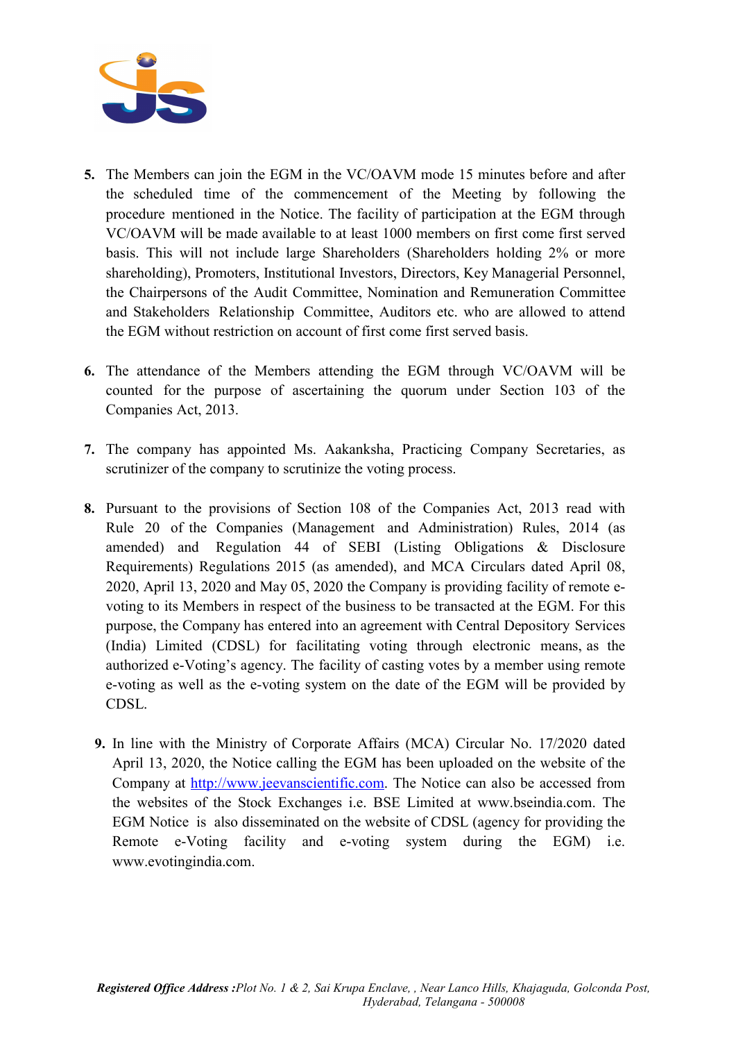5. The Members can join the EGM in the VC/OAVM mode 15 minutes before and after the scheduled time of the commencement of the Meeting by following the procedure mentioned in the Notice. The facility of participation at the EGM through VC/OAVM will be made available to at least 1000 members on first come first served basis. This will not include large Shareholders (Shareholders holding 2% or more shareholding), Promoters, Institutional Investors, Directors, Key Managerial Personnel, the Chairpersons of the Audit Committee, Nomination and Remuneration Committee and Stakeholders Relationship Committee, Auditors etc. who are allowed to attend the EGM without restriction on account of first come first served basis.

6. The attendance of the Members attending the EGM through VC/OAVM will be counted for the purpose of ascertaining the quorum under Section 103 of the Companies Act, 2013.

7. The company has appointed Ms. Aakanksha, Practicing Company Secretaries, as scrutinizer of the company to scrutinize the voting process.

8. Pursuant to the provisions of Section 108 of the Companies Act, 2013 read with Rule 20 of the Companies (Management and Administration) Rules, 2014 (as amended) and Regulation 44 of SEBI (Listing Obligations & Disclosure Requirements) Regulations 2015 (as amended), and MCA Circulars dated April 08, 2020, April 13, 2020 and May 05, 2020 the Company is providing facility of remote e-voting to its Members in respect of the business to be transacted at the EGM. For this purpose, the Company has entered into an agreement with Central Depository Services (India) Limited (CDSL) for facilitating voting through electronic means, as the authorized e-Voting's agency. The facility of casting votes by a member using remote e-voting as well as the e-voting system on the date of the EGM will be provided by CDSL.

9. In line with the Ministry of Corporate Affairs (MCA) Circular No. 17/2020 dated April 13, 2020, the Notice calling the EGM has been uploaded on the website of the Company at [http://www.jeevanscientific.com](http://www.jeevanscientific.com). The Notice can also be accessed from the websites of the Stock Exchanges i.e. BSE Limited at www.bseindia.com. The EGM Notice is also disseminated on the website of CDSL (agency for providing the Remote e-Voting facility and e-voting system during the EGM) i.e. www.evotingindia.com.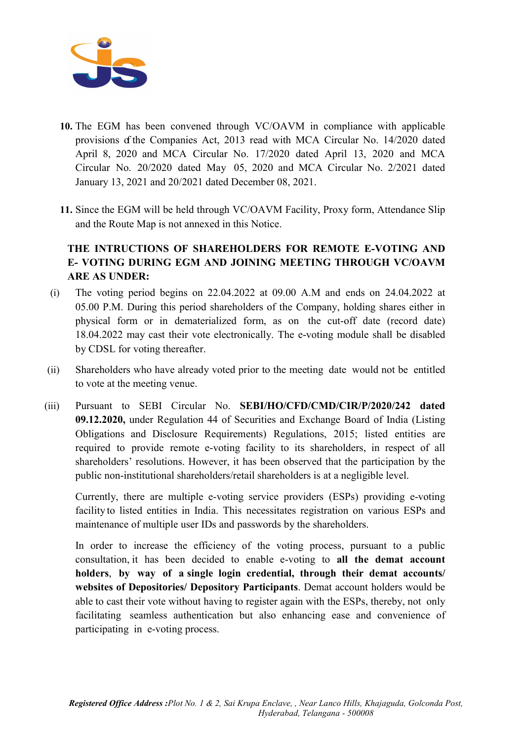10. The EGM has been convened through VC/OAVM in compliance with applicable provisions of the Companies Act, 2013 read with MCA Circular No. 14/2020 dated April 8, 2020 and MCA Circular No. 17/2020 dated April 13, 2020 and MCA Circular No. 20/2020 dated May 05, 2020 and MCA Circular No. 2/2021 dated January 13, 2021 and 20/2021 dated December 08, 2021.

11. Since the EGM will be held through VC/OAVM Facility, Proxy form, Attendance Slip and the Route Map is not annexed in this Notice.

**THE INTRUCTIONS OF SHAREHOLDERS FOR REMOTE E-VOTING AND E- VOTING DURING EGM AND JOINING MEETING THROUGH VC/OAVM ARE AS UNDER:**

(i) The voting period begins on 22.04.2022 at 09.00 A.M and ends on 24.04.2022 at 05.00 P.M. During this period shareholders of the Company, holding shares either in physical form or in dematerialized form, as on the cut-off date (record date) 18.04.2022 may cast their vote electronically. The e-voting module shall be disabled by CDSL for voting thereafter.

(ii) Shareholders who have already voted prior to the meeting date would not be entitled to vote at the meeting venue.

(iii) Pursuant to SEBI Circular No. **SEBI/HO/CFD/CMD/CIR/P/2020/242 dated 09.12.2020,** under Regulation 44 of Securities and Exchange Board of India (Listing Obligations and Disclosure Requirements) Regulations, 2015; listed entities are required to provide remote e-voting facility to its shareholders, in respect of all shareholders' resolutions. However, it has been observed that the participation by the public non-institutional shareholders/retail shareholders is at a negligible level.

Currently, there are multiple e-voting service providers (ESPs) providing e-voting facility to listed entities in India. This necessitates registration on various ESPs and maintenance of multiple user IDs and passwords by the shareholders.

In order to increase the efficiency of the voting process, pursuant to a public consultation, it has been decided to enable e-voting to **all the demat account holders**, **by way of a single login credential, through their demat accounts/ websites of Depositories/ Depository Participants**. Demat account holders would be able to cast their vote without having to register again with the ESPs, thereby, not only facilitating seamless authentication but also enhancing ease and convenience of participating in e-voting process.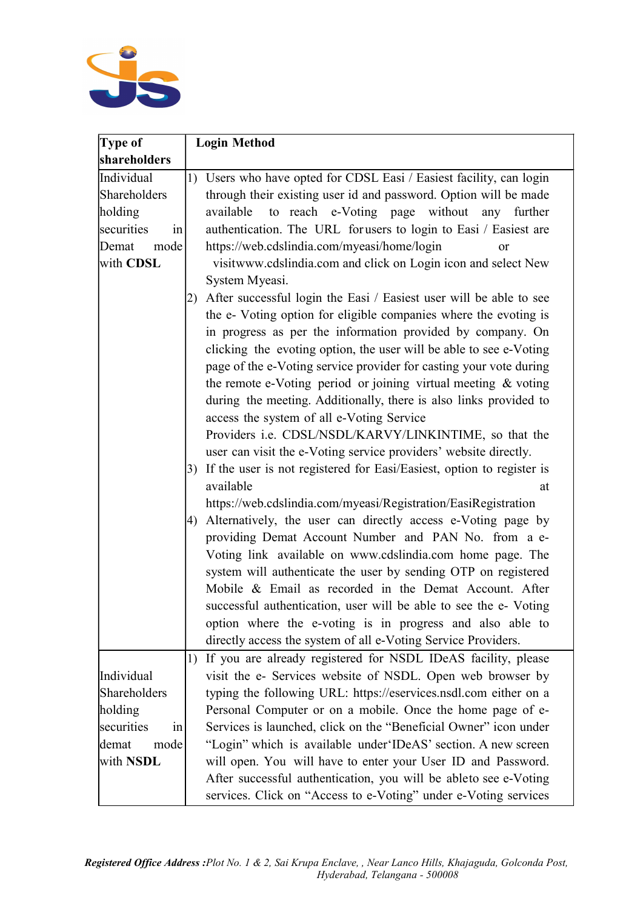| Type of shareholders | Login Method |
|---|---|
| Individual Shareholders holding securities in Demat mode with **CDSL** | 1) Users who have opted for CDSL Easi / Easiest facility, can login through their existing user id and password. Option will be made available to reach e-Voting page without any further authentication. The URL forusers to login to Easi / Easiest are https://web.cdslindia.com/myeasi/home/login or visitwww.cdslindia.com and click on Login icon and select New System Myeasi.<br>2) After successful login the Easi / Easiest user will be able to see the e- Voting option for eligible companies where the evoting is in progress as per the information provided by company. On clicking the evoting option, the user will be able to see e-Voting page of the e-Voting service provider for casting your vote during the remote e-Voting period or joining virtual meeting & voting during the meeting. Additionally, there is also links provided to access the system of all e-Voting Service Providers i.e. CDSL/NSDL/KARVY/LINKINTIME, so that the user can visit the e-Voting service providers' website directly.<br>3) If the user is not registered for Easi/Easiest, option to register is available at https://web.cdslindia.com/myeasi/Registration/EasiRegistration<br>4) Alternatively, the user can directly access e-Voting page by providing Demat Account Number and PAN No. from a e-Voting link available on www.cdslindia.com home page. The system will authenticate the user by sending OTP on registered Mobile & Email as recorded in the Demat Account. After successful authentication, user will be able to see the e- Voting option where the e-voting is in progress and also able to directly access the system of all e-Voting Service Providers. |
| Individual Shareholders holding securities in demat mode with **NSDL** | 1) If you are already registered for NSDL IDeAS facility, please visit the e- Services website of NSDL. Open web browser by typing the following URL: https://eservices.nsdl.com either on a Personal Computer or on a mobile. Once the home page of e-Services is launched, click on the "Beneficial Owner" icon under "Login" which is available under'IDeAS' section. A new screen will open. You will have to enter your User ID and Password. After successful authentication, you will be ableto see e-Voting services. Click on "Access to e-Voting" under e-Voting services |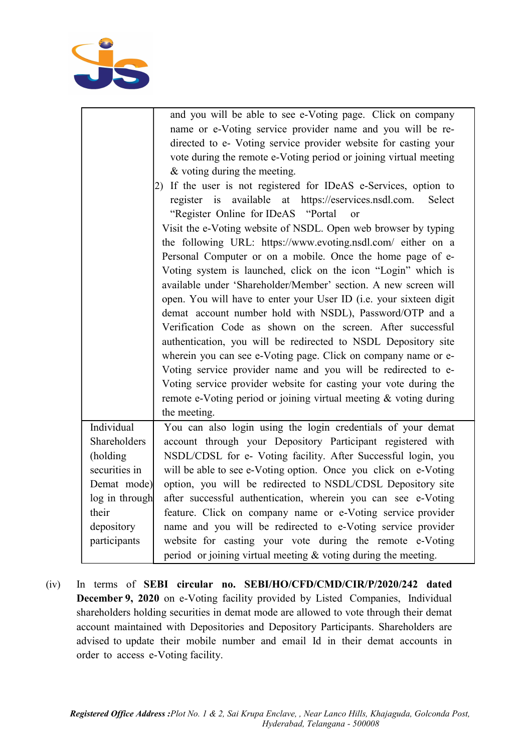| | |
|---|---|
| | and you will be able to see e-Voting page. Click on company name or e-Voting service provider name and you will be re-directed to e- Voting service provider website for casting your vote during the remote e-Voting period or joining virtual meeting & voting during the meeting.<br>2) If the user is not registered for IDeAS e-Services, option to register is available at https://eservices.nsdl.com. Select "Register Online for IDeAS "Portal or<br>Visit the e-Voting website of NSDL. Open web browser by typing the following URL: https://www.evoting.nsdl.com/ either on a Personal Computer or on a mobile. Once the home page of e-Voting system is launched, click on the icon "Login" which is available under 'Shareholder/Member' section. A new screen will open. You will have to enter your User ID (i.e. your sixteen digit demat account number hold with NSDL), Password/OTP and a Verification Code as shown on the screen. After successful authentication, you will be redirected to NSDL Depository site wherein you can see e-Voting page. Click on company name or e-Voting service provider name and you will be redirected to e-Voting service provider website for casting your vote during the remote e-Voting period or joining virtual meeting & voting during the meeting. |
| Individual Shareholders (holding securities in Demat mode) log in through their depository participants | You can also login using the login credentials of your demat account through your Depository Participant registered with NSDL/CDSL for e- Voting facility. After Successful login, you will be able to see e-Voting option. Once you click on e-Voting option, you will be redirected to NSDL/CDSL Depository site after successful authentication, wherein you can see e-Voting feature. Click on company name or e-Voting service provider name and you will be redirected to e-Voting service provider website for casting your vote during the remote e-Voting period or joining virtual meeting & voting during the meeting. |

(iv) In terms of **SEBI circular no. SEBI/HO/CFD/CMD/CIR/P/2020/242 dated December 9, 2020** on e-Voting facility provided by Listed Companies, Individual shareholders holding securities in demat mode are allowed to vote through their demat account maintained with Depositories and Depository Participants. Shareholders are advised to update their mobile number and email Id in their demat accounts in order to access e-Voting facility.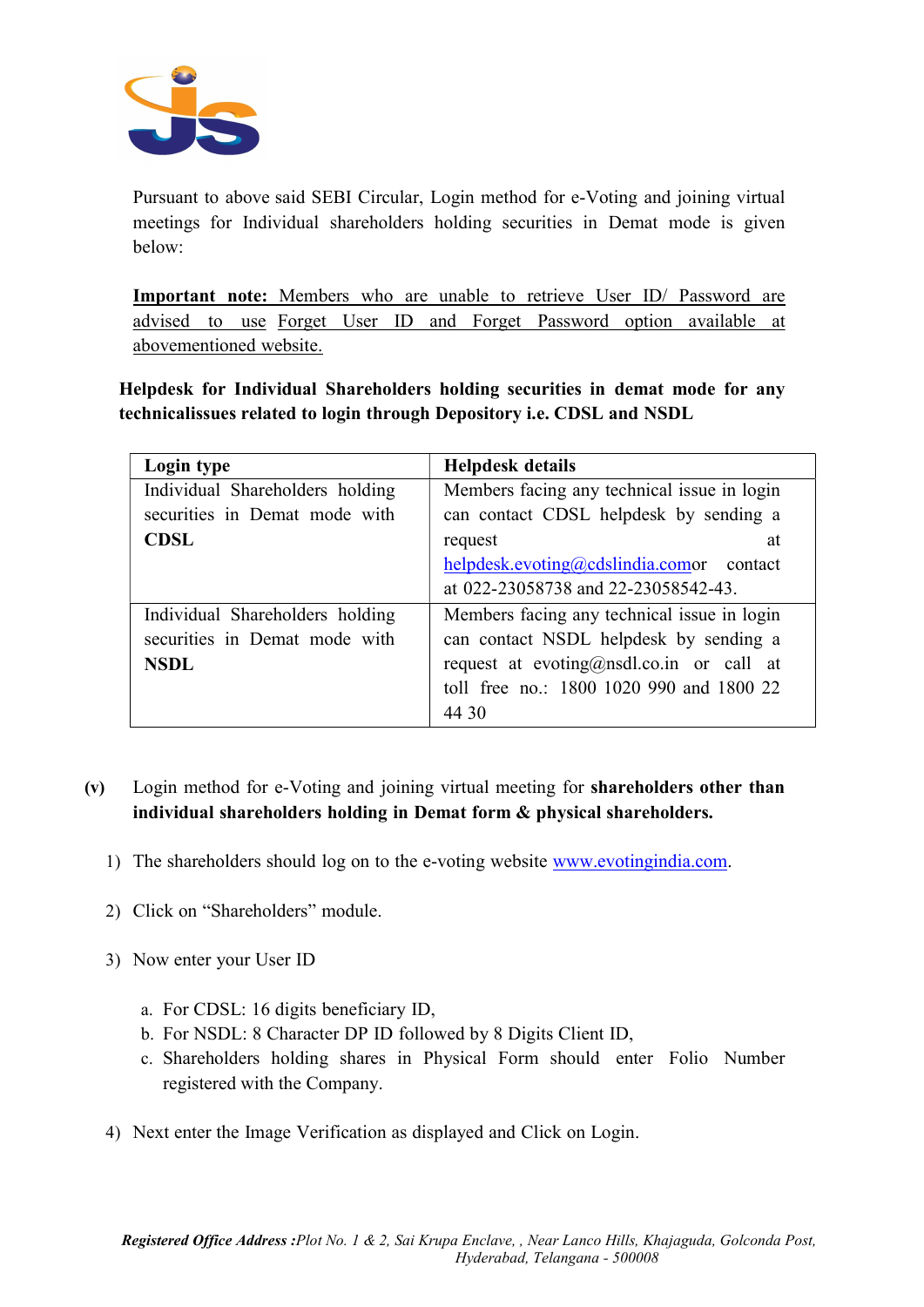Pursuant to above said SEBI Circular, Login method for e-Voting and joining virtual meetings for Individual shareholders holding securities in Demat mode is given below:

**Important note:** Members who are unable to retrieve User ID/ Password are advised to use Forget User ID and Forget Password option available at abovementioned website.

**Helpdesk for Individual Shareholders holding securities in demat mode for any technicalissues related to login through Depository i.e. CDSL and NSDL**

| Login type | Helpdesk details |
|---|---|
| Individual Shareholders holding securities in Demat mode with **CDSL** | Members facing any technical issue in login can contact CDSL helpdesk by sending a request at helpdesk.evoting@cdslindia.comor contact at 022-23058738 and 22-23058542-43. |
| Individual Shareholders holding securities in Demat mode with **NSDL** | Members facing any technical issue in login can contact NSDL helpdesk by sending a request at evoting@nsdl.co.in or call at toll free no.: 1800 1020 990 and 1800 22 44 30 |

**(v)** Login method for e-Voting and joining virtual meeting for **shareholders other than individual shareholders holding in Demat form & physical shareholders.**

1) The shareholders should log on to the e-voting website www.evotingindia.com.

2) Click on "Shareholders" module.

3) Now enter your User ID

   a. For CDSL: 16 digits beneficiary ID,
   b. For NSDL: 8 Character DP ID followed by 8 Digits Client ID,
   c. Shareholders holding shares in Physical Form should enter Folio Number registered with the Company.

4) Next enter the Image Verification as displayed and Click on Login.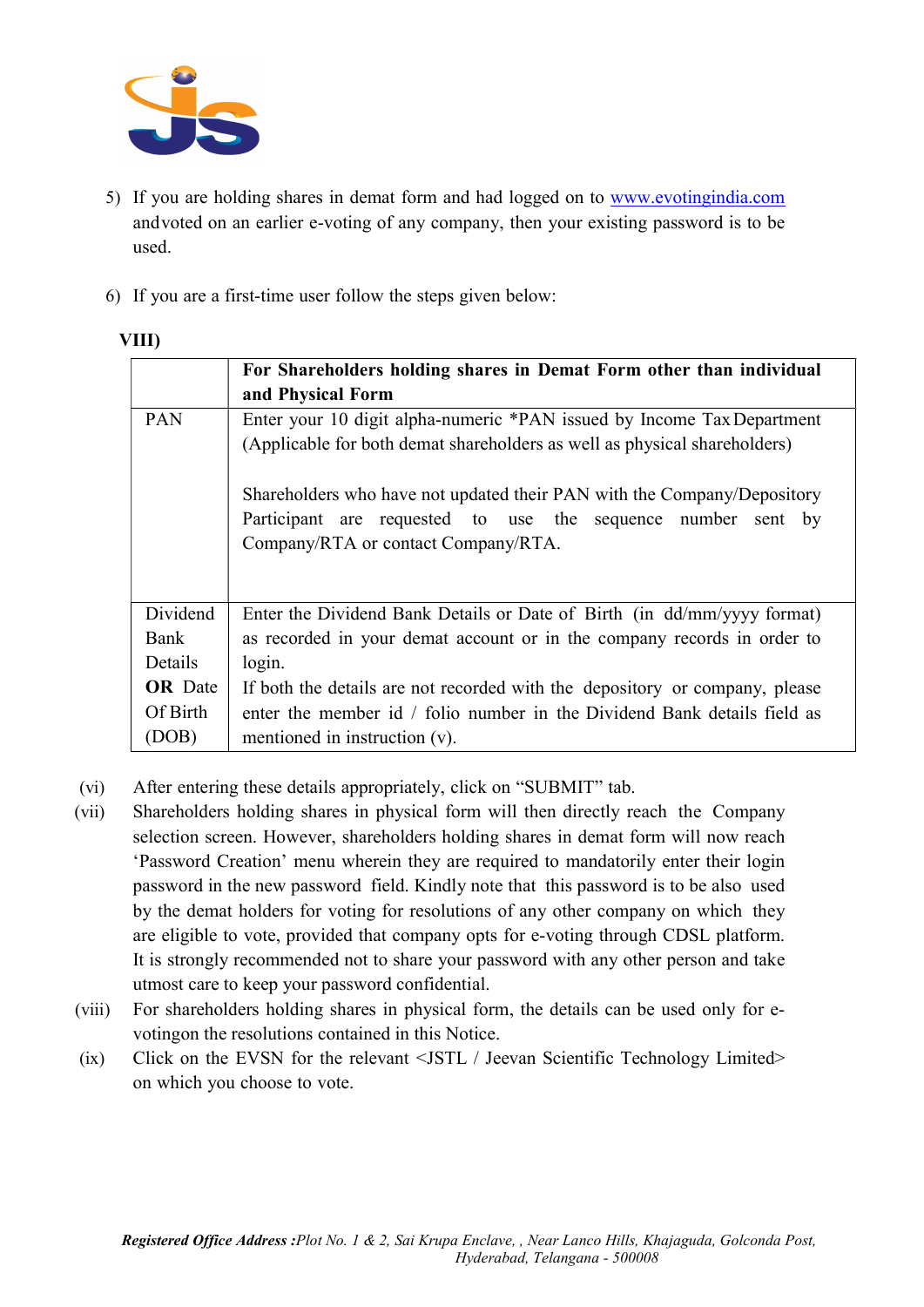5) If you are holding shares in demat form and had logged on to www.evotingindia.com andvoted on an earlier e-voting of any company, then your existing password is to be used.

6) If you are a first-time user follow the steps given below:

**VIII)**

| | **For Shareholders holding shares in Demat Form other than individual and Physical Form** |
|---|---|
| PAN | Enter your 10 digit alpha-numeric *PAN issued by Income Tax Department (Applicable for both demat shareholders as well as physical shareholders)<br><br>Shareholders who have not updated their PAN with the Company/Depository Participant are requested to use the sequence number sent by Company/RTA or contact Company/RTA. |
| Dividend Bank Details **OR** Date Of Birth (DOB) | Enter the Dividend Bank Details or Date of Birth (in dd/mm/yyyy format) as recorded in your demat account or in the company records in order to login.<br>If both the details are not recorded with the depository or company, please enter the member id / folio number in the Dividend Bank details field as mentioned in instruction (v). |

(vi) After entering these details appropriately, click on "SUBMIT" tab.

(vii) Shareholders holding shares in physical form will then directly reach the Company selection screen. However, shareholders holding shares in demat form will now reach 'Password Creation' menu wherein they are required to mandatorily enter their login password in the new password field. Kindly note that this password is to be also used by the demat holders for voting for resolutions of any other company on which they are eligible to vote, provided that company opts for e-voting through CDSL platform. It is strongly recommended not to share your password with any other person and take utmost care to keep your password confidential.

(viii) For shareholders holding shares in physical form, the details can be used only for e-votingon the resolutions contained in this Notice.

(ix) Click on the EVSN for the relevant <JSTL / Jeevan Scientific Technology Limited> on which you choose to vote.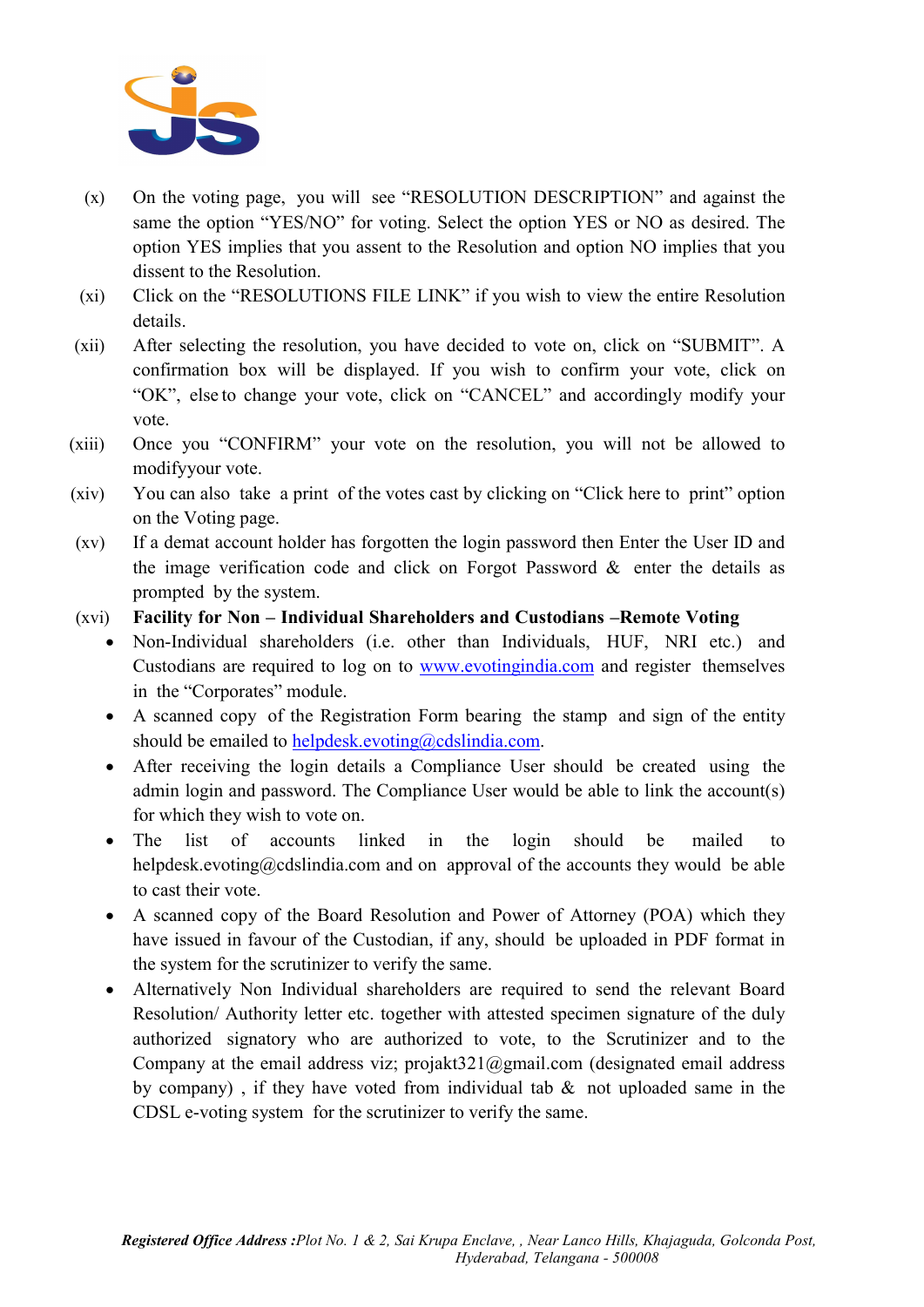(x) On the voting page, you will see "RESOLUTION DESCRIPTION" and against the same the option "YES/NO" for voting. Select the option YES or NO as desired. The option YES implies that you assent to the Resolution and option NO implies that you dissent to the Resolution.

(xi) Click on the "RESOLUTIONS FILE LINK" if you wish to view the entire Resolution details.

(xii) After selecting the resolution, you have decided to vote on, click on "SUBMIT". A confirmation box will be displayed. If you wish to confirm your vote, click on "OK", else to change your vote, click on "CANCEL" and accordingly modify your vote.

(xiii) Once you "CONFIRM" your vote on the resolution, you will not be allowed to modifyyour vote.

(xiv) You can also take a print of the votes cast by clicking on "Click here to print" option on the Voting page.

(xv) If a demat account holder has forgotten the login password then Enter the User ID and the image verification code and click on Forgot Password & enter the details as prompted by the system.

(xvi) **Facility for Non – Individual Shareholders and Custodians –Remote Voting**

- Non-Individual shareholders (i.e. other than Individuals, HUF, NRI etc.) and Custodians are required to log on to www.evotingindia.com and register themselves in the "Corporates" module.
- A scanned copy of the Registration Form bearing the stamp and sign of the entity should be emailed to helpdesk.evoting@cdslindia.com.
- After receiving the login details a Compliance User should be created using the admin login and password. The Compliance User would be able to link the account(s) for which they wish to vote on.
- The list of accounts linked in the login should be mailed to helpdesk.evoting@cdslindia.com and on approval of the accounts they would be able to cast their vote.
- A scanned copy of the Board Resolution and Power of Attorney (POA) which they have issued in favour of the Custodian, if any, should be uploaded in PDF format in the system for the scrutinizer to verify the same.
- Alternatively Non Individual shareholders are required to send the relevant Board Resolution/ Authority letter etc. together with attested specimen signature of the duly authorized signatory who are authorized to vote, to the Scrutinizer and to the Company at the email address viz; projakt321@gmail.com (designated email address by company) , if they have voted from individual tab & not uploaded same in the CDSL e-voting system for the scrutinizer to verify the same.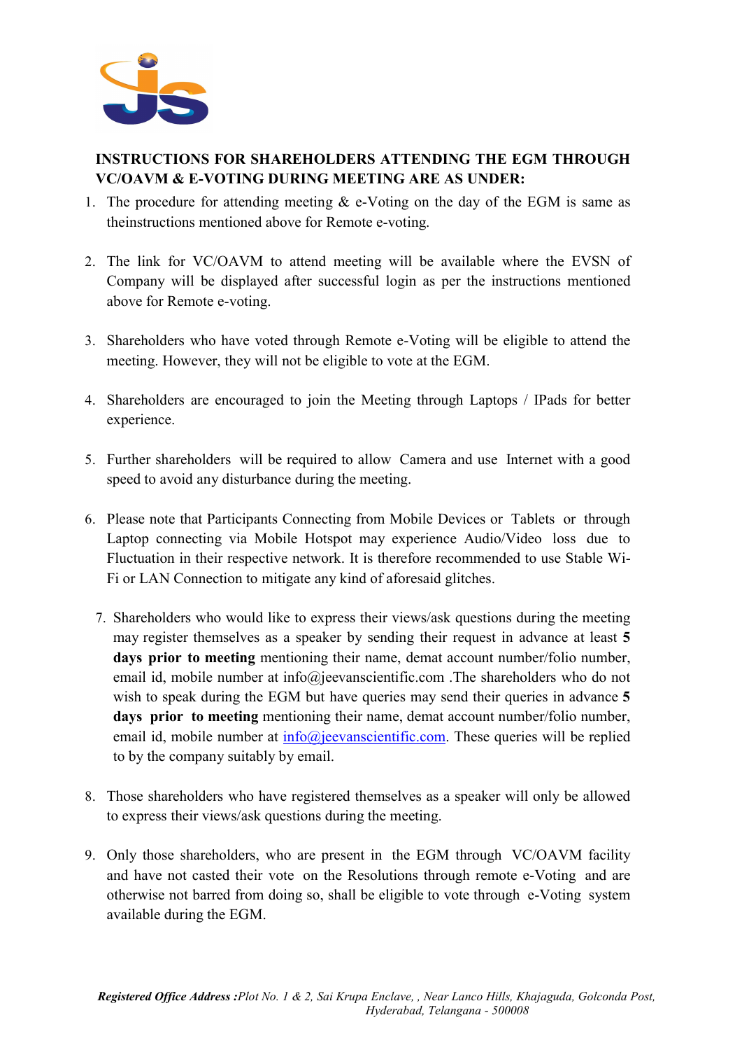**INSTRUCTIONS FOR SHAREHOLDERS ATTENDING THE EGM THROUGH VC/OAVM & E-VOTING DURING MEETING ARE AS UNDER:**

1. The procedure for attending meeting & e-Voting on the day of the EGM is same as theinstructions mentioned above for Remote e-voting.

2. The link for VC/OAVM to attend meeting will be available where the EVSN of Company will be displayed after successful login as per the instructions mentioned above for Remote e-voting.

3. Shareholders who have voted through Remote e-Voting will be eligible to attend the meeting. However, they will not be eligible to vote at the EGM.

4. Shareholders are encouraged to join the Meeting through Laptops / IPads for better experience.

5. Further shareholders will be required to allow Camera and use Internet with a good speed to avoid any disturbance during the meeting.

6. Please note that Participants Connecting from Mobile Devices or Tablets or through Laptop connecting via Mobile Hotspot may experience Audio/Video loss due to Fluctuation in their respective network. It is therefore recommended to use Stable Wi-Fi or LAN Connection to mitigate any kind of aforesaid glitches.

7. Shareholders who would like to express their views/ask questions during the meeting may register themselves as a speaker by sending their request in advance at least **5 days prior to meeting** mentioning their name, demat account number/folio number, email id, mobile number at info@jeevanscientific.com .The shareholders who do not wish to speak during the EGM but have queries may send their queries in advance **5 days prior to meeting** mentioning their name, demat account number/folio number, email id, mobile number at info@jeevanscientific.com. These queries will be replied to by the company suitably by email.

8. Those shareholders who have registered themselves as a speaker will only be allowed to express their views/ask questions during the meeting.

9. Only those shareholders, who are present in the EGM through VC/OAVM facility and have not casted their vote on the Resolutions through remote e-Voting and are otherwise not barred from doing so, shall be eligible to vote through e-Voting system available during the EGM.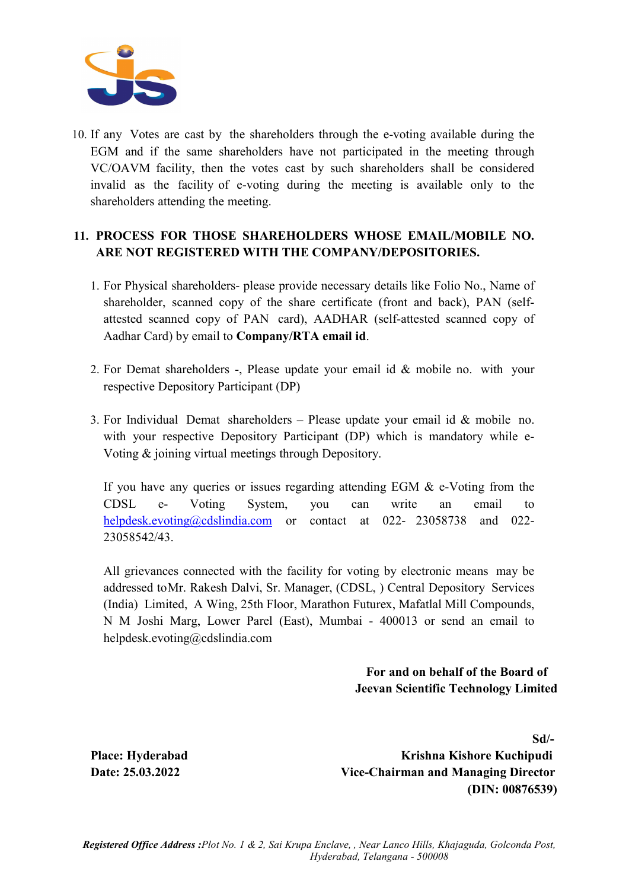10. If any Votes are cast by the shareholders through the e-voting available during the EGM and if the same shareholders have not participated in the meeting through VC/OAVM facility, then the votes cast by such shareholders shall be considered invalid as the facility of e-voting during the meeting is available only to the shareholders attending the meeting.

**11. PROCESS FOR THOSE SHAREHOLDERS WHOSE EMAIL/MOBILE NO. ARE NOT REGISTERED WITH THE COMPANY/DEPOSITORIES.**

1. For Physical shareholders- please provide necessary details like Folio No., Name of shareholder, scanned copy of the share certificate (front and back), PAN (self-attested scanned copy of PAN card), AADHAR (self-attested scanned copy of Aadhar Card) by email to **Company/RTA email id**.

2. For Demat shareholders -, Please update your email id & mobile no. with your respective Depository Participant (DP)

3. For Individual Demat shareholders – Please update your email id & mobile no. with your respective Depository Participant (DP) which is mandatory while e-Voting & joining virtual meetings through Depository.

   If you have any queries or issues regarding attending EGM & e-Voting from the CDSL e- Voting System, you can write an email to helpdesk.evoting@cdslindia.com or contact at 022- 23058738 and 022-23058542/43.

   All grievances connected with the facility for voting by electronic means may be addressed toMr. Rakesh Dalvi, Sr. Manager, (CDSL, ) Central Depository Services (India) Limited, A Wing, 25th Floor, Marathon Futurex, Mafatlal Mill Compounds, N M Joshi Marg, Lower Parel (East), Mumbai - 400013 or send an email to helpdesk.evoting@cdslindia.com

**For and on behalf of the Board of**
**Jeevan Scientific Technology Limited**

**Sd/-**
**Krishna Kishore Kuchipudi**
**Vice-Chairman and Managing Director**
**(DIN: 00876539)**

**Place: Hyderabad**
**Date: 25.03.2022**

***Registered Office Address :****Plot No. 1 & 2, Sai Krupa Enclave, , Near Lanco Hills, Khajaguda, Golconda Post, Hyderabad, Telangana - 500008*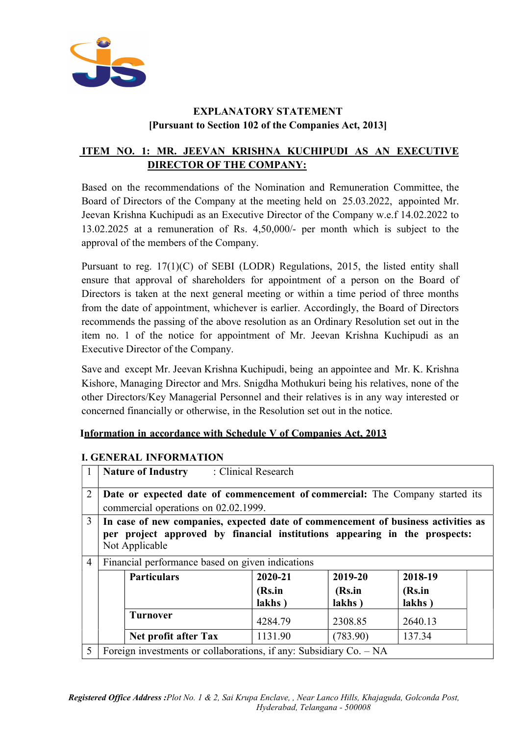# EXPLANATORY STATEMENT
## [Pursuant to Section 102 of the Companies Act, 2013]

## ITEM NO. 1: MR. JEEVAN KRISHNA KUCHIPUDI AS AN EXECUTIVE DIRECTOR OF THE COMPANY:

Based on the recommendations of the Nomination and Remuneration Committee, the Board of Directors of the Company at the meeting held on 25.03.2022, appointed Mr. Jeevan Krishna Kuchipudi as an Executive Director of the Company w.e.f 14.02.2022 to 13.02.2025 at a remuneration of Rs. 4,50,000/- per month which is subject to the approval of the members of the Company.

Pursuant to reg. 17(1)(C) of SEBI (LODR) Regulations, 2015, the listed entity shall ensure that approval of shareholders for appointment of a person on the Board of Directors is taken at the next general meeting or within a time period of three months from the date of appointment, whichever is earlier. Accordingly, the Board of Directors recommends the passing of the above resolution as an Ordinary Resolution set out in the item no. 1 of the notice for appointment of Mr. Jeevan Krishna Kuchipudi as an Executive Director of the Company.

Save and except Mr. Jeevan Krishna Kuchipudi, being an appointee and Mr. K. Krishna Kishore, Managing Director and Mrs. Snigdha Mothukuri being his relatives, none of the other Directors/Key Managerial Personnel and their relatives is in any way interested or concerned financially or otherwise, in the Resolution set out in the notice.

**Information in accordance with Schedule V of Companies Act, 2013**

### I. GENERAL INFORMATION

| | | | | |
|---|---|---|---|---|
| 1 | **Nature of Industry** : Clinical Research | | | |
| 2 | **Date or expected date of commencement of commercial:** The Company started its commercial operations on 02.02.1999. | | | |
| 3 | **In case of new companies, expected date of commencement of business activities as per project approved by financial institutions appearing in the prospects:** Not Applicable | | | |
| 4 | Financial performance based on given indications | | | |
| | **Particulars** | **2020-21 (Rs.in lakhs )** | **2019-20 (Rs.in lakhs )** | **2018-19 (Rs.in lakhs )** |
| | **Turnover** | 4284.79 | 2308.85 | 2640.13 |
| | **Net profit after Tax** | 1131.90 | (783.90) | 137.34 |
| 5 | Foreign investments or collaborations, if any: Subsidiary Co. – NA | | | |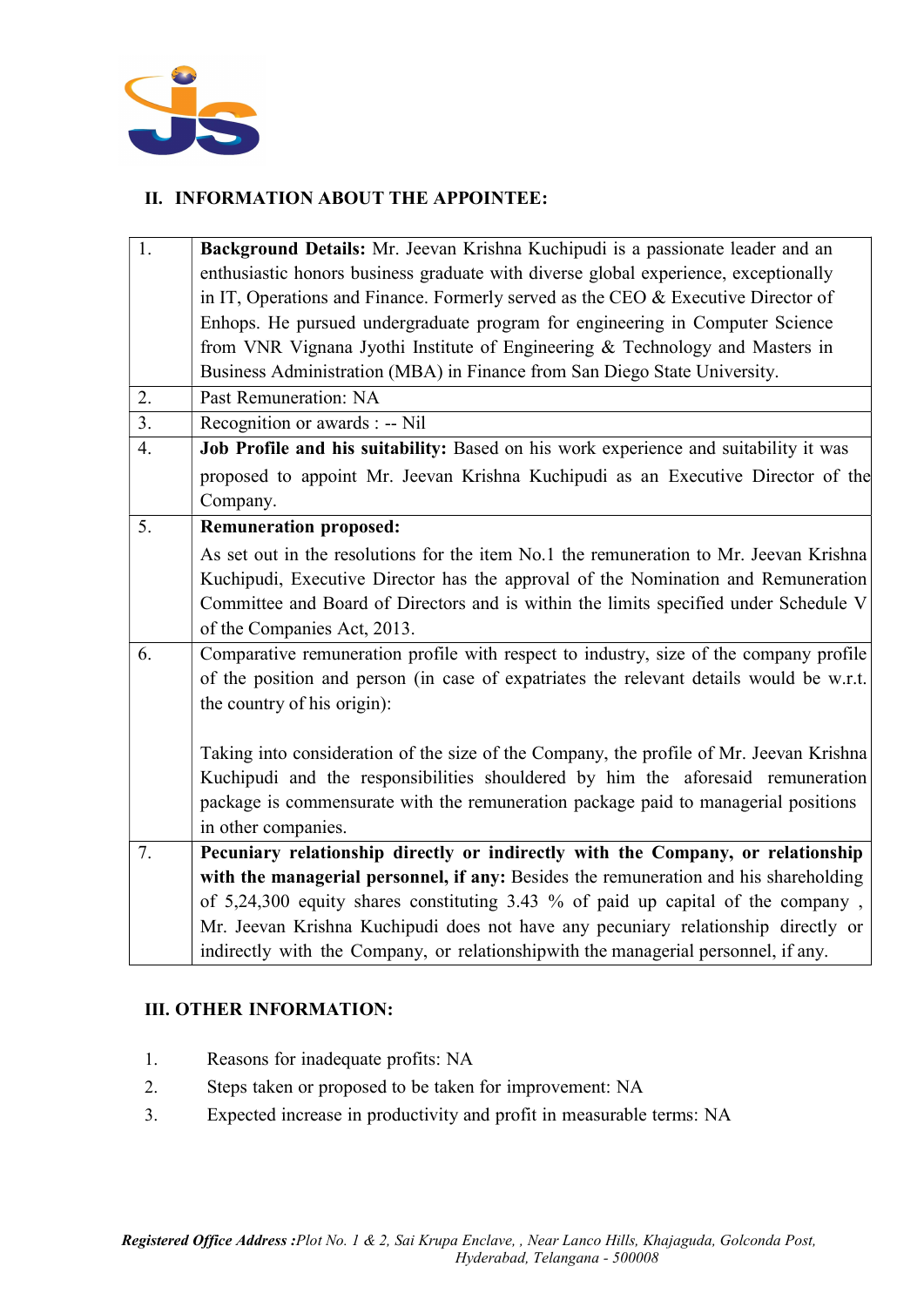## II. INFORMATION ABOUT THE APPOINTEE:

| | |
|---|---|
| 1. | **Background Details:** Mr. Jeevan Krishna Kuchipudi is a passionate leader and an enthusiastic honors business graduate with diverse global experience, exceptionally in IT, Operations and Finance. Formerly served as the CEO & Executive Director of Enhops. He pursued undergraduate program for engineering in Computer Science from VNR Vignana Jyothi Institute of Engineering & Technology and Masters in Business Administration (MBA) in Finance from San Diego State University. |
| 2. | Past Remuneration: NA |
| 3. | Recognition or awards : -- Nil |
| 4. | **Job Profile and his suitability:** Based on his work experience and suitability it was proposed to appoint Mr. Jeevan Krishna Kuchipudi as an Executive Director of the Company. |
| 5. | **Remuneration proposed:** As set out in the resolutions for the item No.1 the remuneration to Mr. Jeevan Krishna Kuchipudi, Executive Director has the approval of the Nomination and Remuneration Committee and Board of Directors and is within the limits specified under Schedule V of the Companies Act, 2013. |
| 6. | Comparative remuneration profile with respect to industry, size of the company profile of the position and person (in case of expatriates the relevant details would be w.r.t. the country of his origin): Taking into consideration of the size of the Company, the profile of Mr. Jeevan Krishna Kuchipudi and the responsibilities shouldered by him the aforesaid remuneration package is commensurate with the remuneration package paid to managerial positions in other companies. |
| 7. | **Pecuniary relationship directly or indirectly with the Company, or relationship with the managerial personnel, if any:** Besides the remuneration and his shareholding of 5,24,300 equity shares constituting 3.43 % of paid up capital of the company , Mr. Jeevan Krishna Kuchipudi does not have any pecuniary relationship directly or indirectly with the Company, or relationshipwith the managerial personnel, if any. |

## III. OTHER INFORMATION:

1. Reasons for inadequate profits: NA
2. Steps taken or proposed to be taken for improvement: NA
3. Expected increase in productivity and profit in measurable terms: NA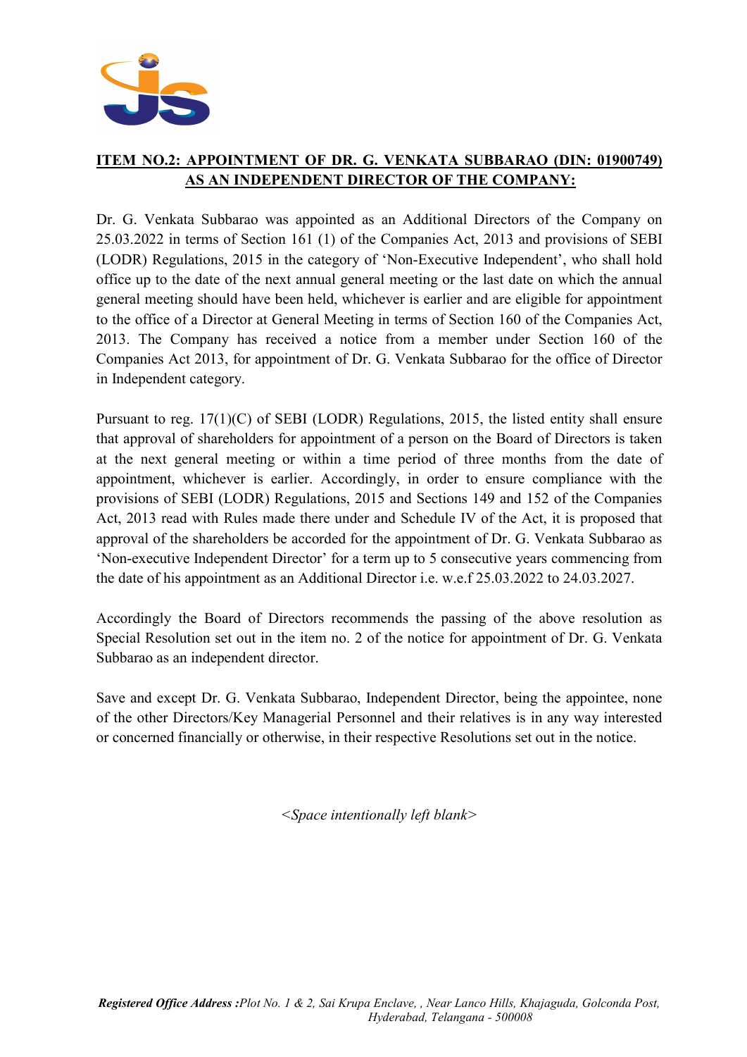## ITEM NO.2: APPOINTMENT OF DR. G. VENKATA SUBBARAO (DIN: 01900749) AS AN INDEPENDENT DIRECTOR OF THE COMPANY:

Dr. G. Venkata Subbarao was appointed as an Additional Directors of the Company on 25.03.2022 in terms of Section 161 (1) of the Companies Act, 2013 and provisions of SEBI (LODR) Regulations, 2015 in the category of 'Non-Executive Independent', who shall hold office up to the date of the next annual general meeting or the last date on which the annual general meeting should have been held, whichever is earlier and are eligible for appointment to the office of a Director at General Meeting in terms of Section 160 of the Companies Act, 2013. The Company has received a notice from a member under Section 160 of the Companies Act 2013, for appointment of Dr. G. Venkata Subbarao for the office of Director in Independent category.

Pursuant to reg. 17(1)(C) of SEBI (LODR) Regulations, 2015, the listed entity shall ensure that approval of shareholders for appointment of a person on the Board of Directors is taken at the next general meeting or within a time period of three months from the date of appointment, whichever is earlier. Accordingly, in order to ensure compliance with the provisions of SEBI (LODR) Regulations, 2015 and Sections 149 and 152 of the Companies Act, 2013 read with Rules made there under and Schedule IV of the Act, it is proposed that approval of the shareholders be accorded for the appointment of Dr. G. Venkata Subbarao as 'Non-executive Independent Director' for a term up to 5 consecutive years commencing from the date of his appointment as an Additional Director i.e. w.e.f 25.03.2022 to 24.03.2027.

Accordingly the Board of Directors recommends the passing of the above resolution as Special Resolution set out in the item no. 2 of the notice for appointment of Dr. G. Venkata Subbarao as an independent director.

Save and except Dr. G. Venkata Subbarao, Independent Director, being the appointee, none of the other Directors/Key Managerial Personnel and their relatives is in any way interested or concerned financially or otherwise, in their respective Resolutions set out in the notice.

*<Space intentionally left blank>*

***Registered Office Address :****Plot No. 1 & 2, Sai Krupa Enclave, , Near Lanco Hills, Khajaguda, Golconda Post, Hyderabad, Telangana - 500008*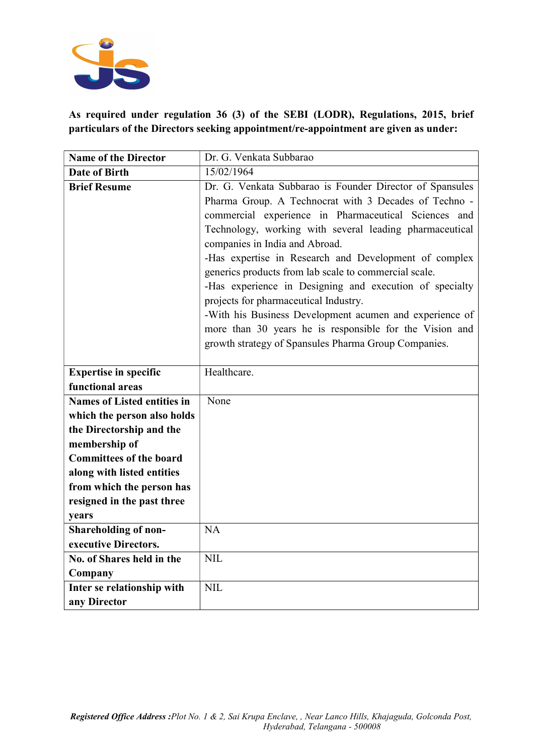**As required under regulation 36 (3) of the SEBI (LODR), Regulations, 2015, brief particulars of the Directors seeking appointment/re-appointment are given as under:**

| **Name of the Director** | Dr. G. Venkata Subbarao |
|---|---|
| **Date of Birth** | 15/02/1964 |
| **Brief Resume** | Dr. G. Venkata Subbarao is Founder Director of Spansules Pharma Group. A Technocrat with 3 Decades of Techno - commercial experience in Pharmaceutical Sciences and Technology, working with several leading pharmaceutical companies in India and Abroad.<br>-Has expertise in Research and Development of complex generics products from lab scale to commercial scale.<br>-Has experience in Designing and execution of specialty projects for pharmaceutical Industry.<br>-With his Business Development acumen and experience of more than 30 years he is responsible for the Vision and growth strategy of Spansules Pharma Group Companies. |
| **Expertise in specific functional areas** | Healthcare. |
| **Names of Listed entities in which the person also holds the Directorship and the membership of Committees of the board along with listed entities from which the person has resigned in the past three years** | None |
| **Shareholding of non-executive Directors.** | NA |
| **No. of Shares held in the Company** | NIL |
| **Inter se relationship with any Director** | NIL |

***Registered Office Address :****Plot No. 1 & 2, Sai Krupa Enclave, , Near Lanco Hills, Khajaguda, Golconda Post, Hyderabad, Telangana - 500008*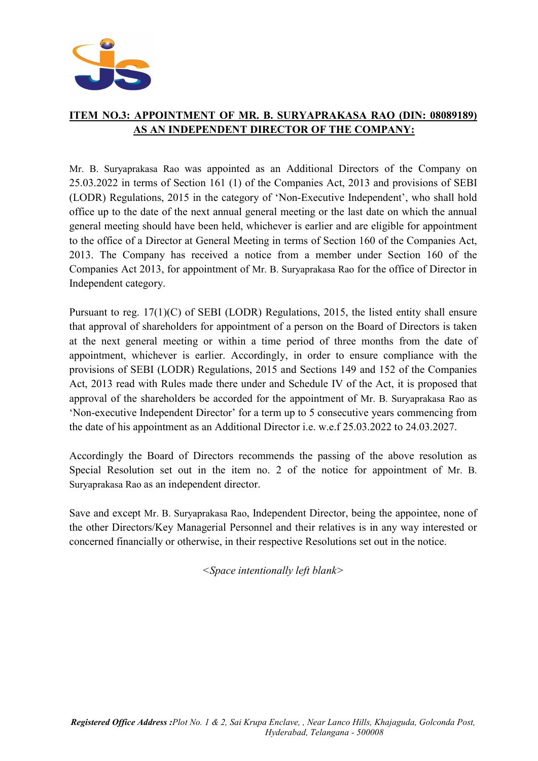**ITEM NO.3: APPOINTMENT OF MR. B. SURYAPRAKASA RAO (DIN: 08089189) AS AN INDEPENDENT DIRECTOR OF THE COMPANY:**

Mr. B. Suryaprakasa Rao was appointed as an Additional Directors of the Company on 25.03.2022 in terms of Section 161 (1) of the Companies Act, 2013 and provisions of SEBI (LODR) Regulations, 2015 in the category of 'Non-Executive Independent', who shall hold office up to the date of the next annual general meeting or the last date on which the annual general meeting should have been held, whichever is earlier and are eligible for appointment to the office of a Director at General Meeting in terms of Section 160 of the Companies Act, 2013. The Company has received a notice from a member under Section 160 of the Companies Act 2013, for appointment of Mr. B. Suryaprakasa Rao for the office of Director in Independent category.

Pursuant to reg. 17(1)(C) of SEBI (LODR) Regulations, 2015, the listed entity shall ensure that approval of shareholders for appointment of a person on the Board of Directors is taken at the next general meeting or within a time period of three months from the date of appointment, whichever is earlier. Accordingly, in order to ensure compliance with the provisions of SEBI (LODR) Regulations, 2015 and Sections 149 and 152 of the Companies Act, 2013 read with Rules made there under and Schedule IV of the Act, it is proposed that approval of the shareholders be accorded for the appointment of Mr. B. Suryaprakasa Rao as 'Non-executive Independent Director' for a term up to 5 consecutive years commencing from the date of his appointment as an Additional Director i.e. w.e.f 25.03.2022 to 24.03.2027.

Accordingly the Board of Directors recommends the passing of the above resolution as Special Resolution set out in the item no. 2 of the notice for appointment of Mr. B. Suryaprakasa Rao as an independent director.

Save and except Mr. B. Suryaprakasa Rao, Independent Director, being the appointee, none of the other Directors/Key Managerial Personnel and their relatives is in any way interested or concerned financially or otherwise, in their respective Resolutions set out in the notice.

*<Space intentionally left blank>*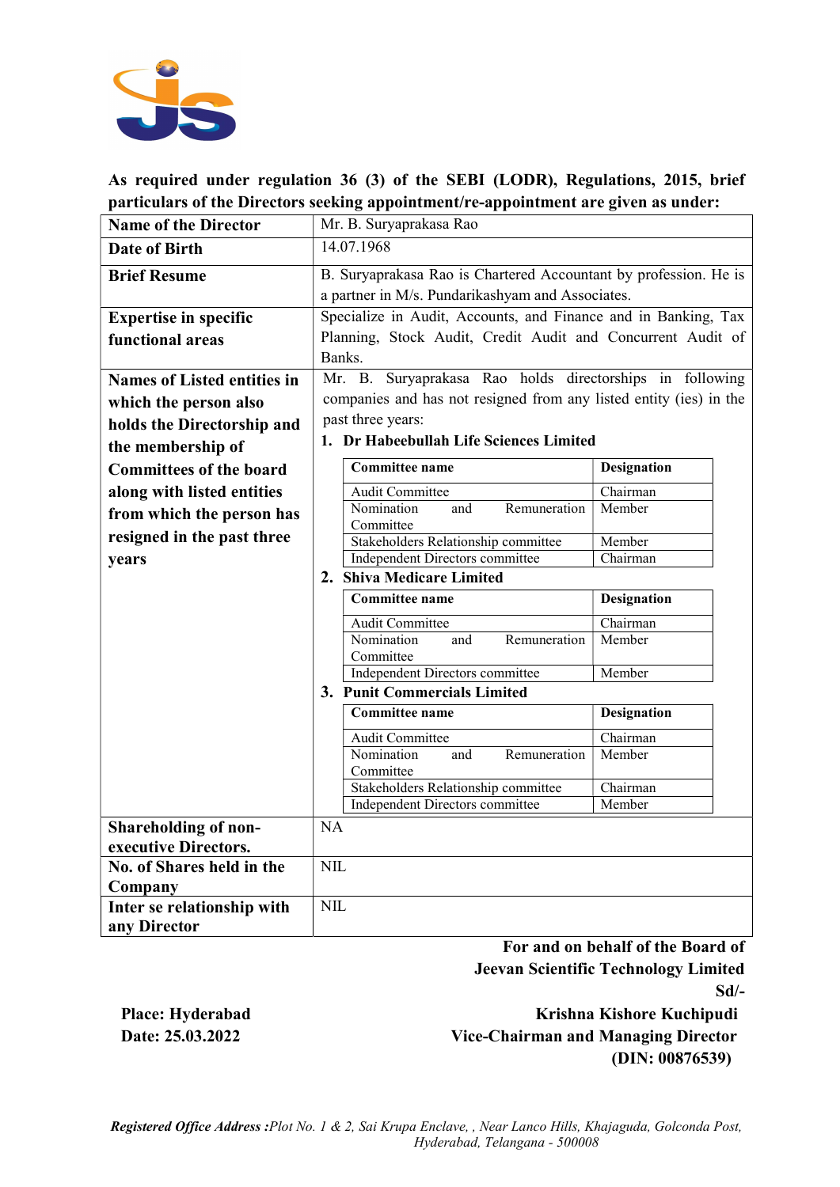**As required under regulation 36 (3) of the SEBI (LODR), Regulations, 2015, brief particulars of the Directors seeking appointment/re-appointment are given as under:**

| | |
|---|---|
| **Name of the Director** | Mr. B. Suryaprakasa Rao |
| **Date of Birth** | 14.07.1968 |
| **Brief Resume** | B. Suryaprakasa Rao is Chartered Accountant by profession. He is a partner in M/s. Pundarikashyam and Associates. |
| **Expertise in specific functional areas** | Specialize in Audit, Accounts, and Finance and in Banking, Tax Planning, Stock Audit, Credit Audit and Concurrent Audit of Banks. |
| **Names of Listed entities in which the person also holds the Directorship and the membership of Committees of the board along with listed entities from which the person has resigned in the past three years** | Mr. B. Suryaprakasa Rao holds directorships in following companies and has not resigned from any listed entity (ies) in the past three years: (see below) |
| **Shareholding of non-executive Directors.** | NA |
| **No. of Shares held in the Company** | NIL |
| **Inter se relationship with any Director** | NIL |

**1. Dr Habeebullah Life Sciences Limited**

| Committee name | Designation |
|---|---|
| Audit Committee | Chairman |
| Nomination and Remuneration Committee | Member |
| Stakeholders Relationship committee | Member |
| Independent Directors committee | Chairman |

**2. Shiva Medicare Limited**

| Committee name | Designation |
|---|---|
| Audit Committee | Chairman |
| Nomination and Remuneration Committee | Member |
| Independent Directors committee | Member |

**3. Punit Commercials Limited**

| Committee name | Designation |
|---|---|
| Audit Committee | Chairman |
| Nomination and Remuneration Committee | Member |
| Stakeholders Relationship committee | Chairman |
| Independent Directors committee | Member |

**For and on behalf of the Board of**
**Jeevan Scientific Technology Limited**
**Sd/-**
**Krishna Kishore Kuchipudi**
**Vice-Chairman and Managing Director**
**(DIN: 00876539)**

**Place: Hyderabad**
**Date: 25.03.2022**

***Registered Office Address :****Plot No. 1 & 2, Sai Krupa Enclave, , Near Lanco Hills, Khajaguda, Golconda Post, Hyderabad, Telangana - 500008*